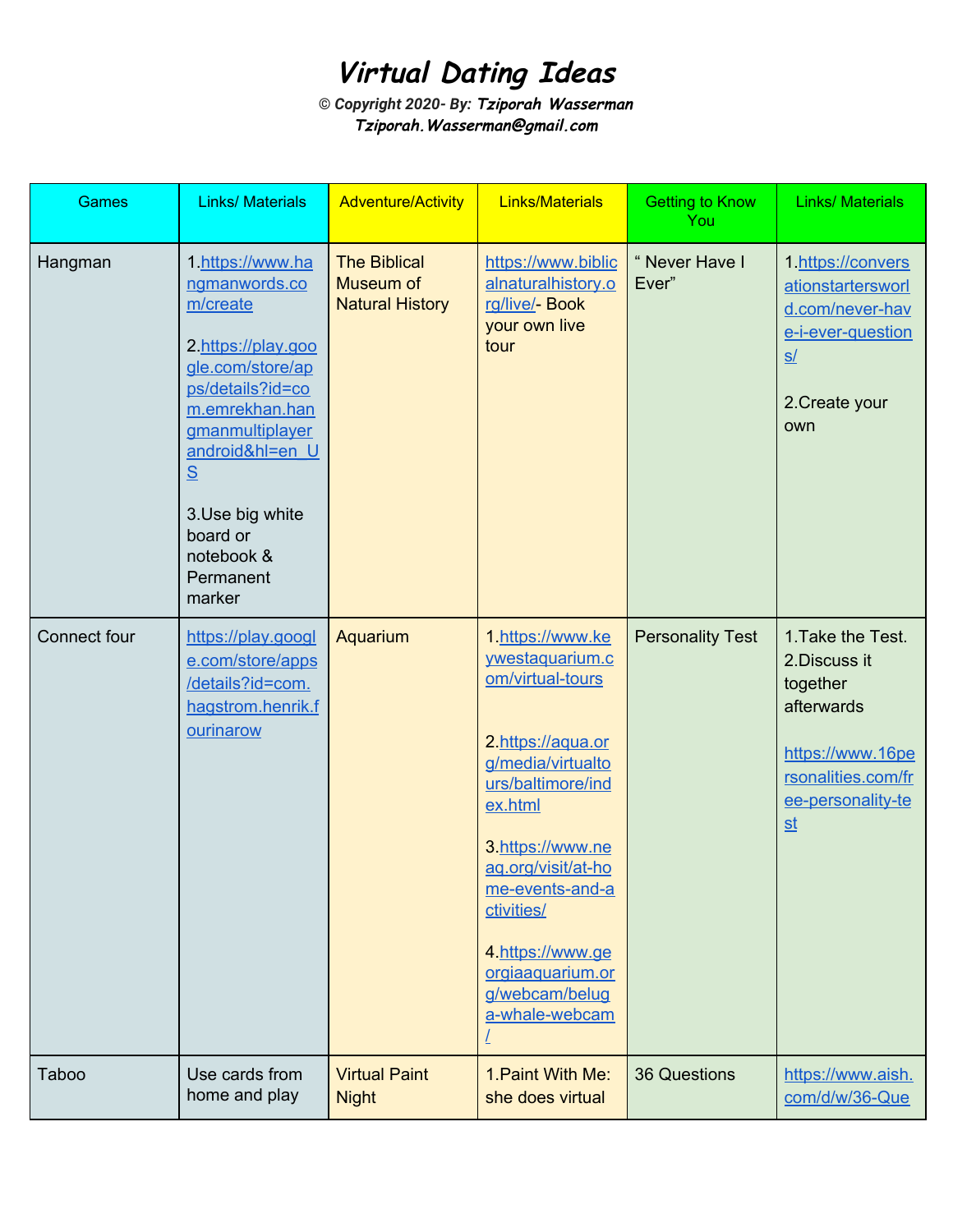# *Virtual Dating Ideas*

***© Copyright 2020- By: Tziporah Wasserman***
***Tziporah.Wasserman@gmail.com***

| Games | Links/ Materials | Adventure/Activity | Links/Materials | Getting to Know You | Links/ Materials |
|---|---|---|---|---|---|
| Hangman | 1.https://www.hangmanwords.com/create<br><br>2.https://play.google.com/store/apps/details?id=com.emrekhan.hangmanmultiplayerandroid&hl=en_US<br><br>3.Use big white board or notebook & Permanent marker | The Biblical Museum of Natural History | https://www.biblicalnaturalhistory.org/live/- Book your own live tour | " Never Have I Ever" | 1.https://conversationstartersworld.com/never-have-i-ever-questions/<br><br>2.Create your own |
| Connect four | https://play.google.com/store/apps/details?id=com.hagstrom.henrik.fourinarow | Aquarium | 1.https://www.keywestaquarium.com/virtual-tours<br><br>2.https://aqua.org/media/virtualtours/baltimore/index.html<br><br>3.https://www.neaq.org/visit/at-home-events-and-activities/<br><br>4.https://www.georgiaaquarium.org/webcam/beluga-whale-webcam/ | Personality Test | 1.Take the Test.<br>2.Discuss it together afterwards<br><br>https://www.16personalities.com/free-personality-test |
| Taboo | Use cards from home and play | Virtual Paint Night | 1.Paint With Me: she does virtual | 36 Questions | https://www.aish.com/d/w/36-Que |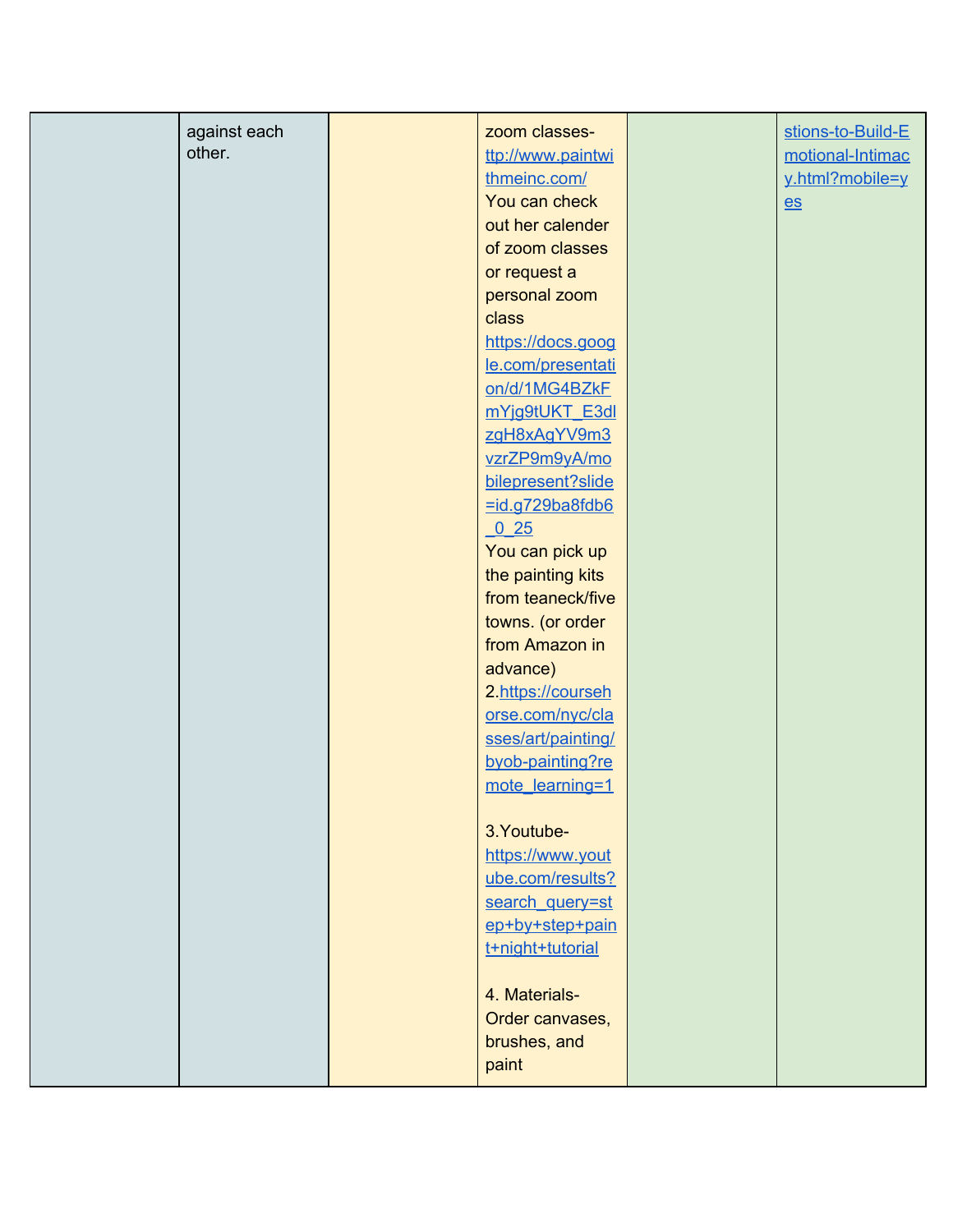|  | against each other. |  | zoom classes- ttp://www.paintwithmeinc.com/ You can check out her calender of zoom classes or request a personal zoom class https://docs.google.com/presentation/d/1MG4BZkFmYjg9tUKT_E3dlzgH8xAgYV9m3vzrZP9m9yA/mobilepresent?slide=id.g729ba8fdb6_0_25 You can pick up the painting kits from teaneck/five towns. (or order from Amazon in advance) 2.https://coursehorse.com/nyc/classes/art/painting/byob-painting?remote_learning=1 <br><br> 3.Youtube- https://www.youtube.com/results?search_query=step+by+step+paint+night+tutorial <br><br> 4. Materials- Order canvases, brushes, and paint |  | stions-to-Build-Emotional-Intimacy.html?mobile=yes |
|---|---|---|---|---|---|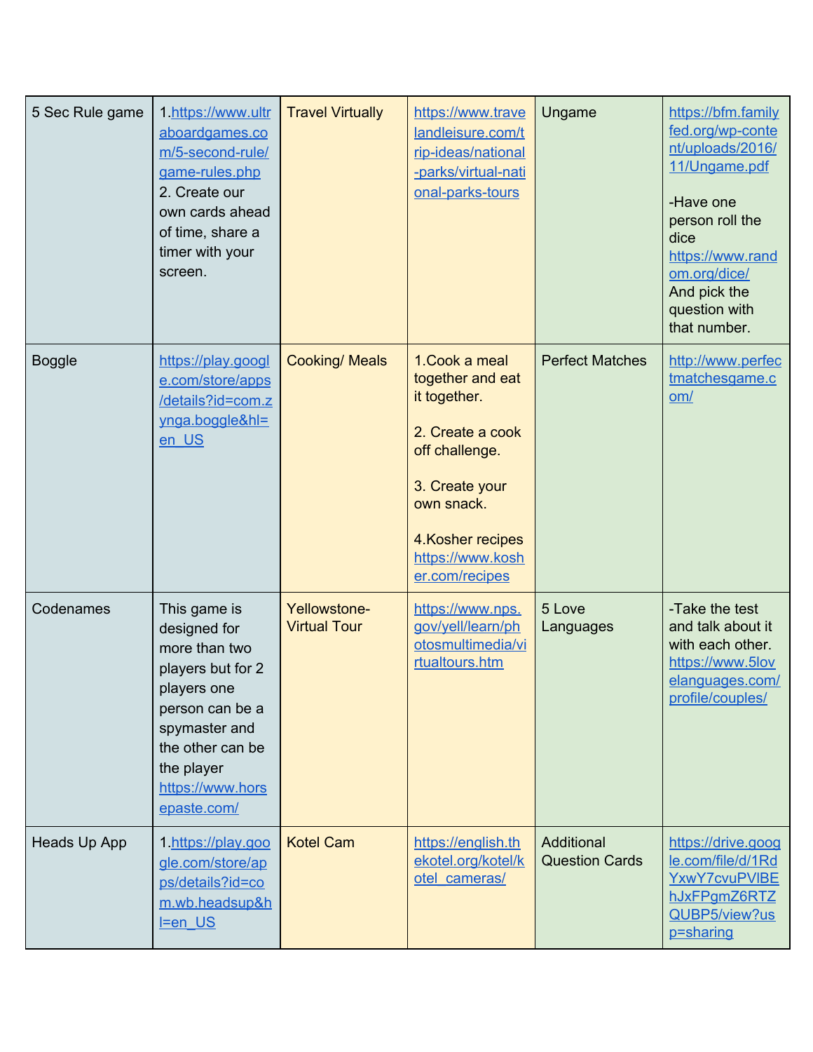| 5 Sec Rule game | 1.https://www.ultraboardgames.com/5-second-rule/game-rules.php 2. Create our own cards ahead of time, share a timer with your screen. | Travel Virtually | https://www.travelandleisure.com/trip-ideas/national-parks/virtual-national-parks-tours | Ungame | https://bfm.familyfed.org/wp-content/uploads/2016/11/Ungame.pdf<br><br>-Have one person roll the dice https://www.random.org/dice/ And pick the question with that number. |
|---|---|---|---|---|---|
| Boggle | https://play.google.com/store/apps/details?id=com.zynga.boggle&hl=en_US | Cooking/ Meals | 1.Cook a meal together and eat it together.<br><br>2. Create a cook off challenge.<br><br>3. Create your own snack.<br><br>4.Kosher recipes https://www.kosher.com/recipes | Perfect Matches | http://www.perfectmatchesgame.com/ |
| Codenames | This game is designed for more than two players but for 2 players one person can be a spymaster and the other can be the player https://www.horsepaste.com/ | Yellowstone- Virtual Tour | https://www.nps.gov/yell/learn/photosmultimedia/virtualtours.htm | 5 Love Languages | -Take the test and talk about it with each other. https://www.5lovelanguages.com/profile/couples/ |
| Heads Up App | 1.https://play.google.com/store/apps/details?id=com.wb.headsup&hl=en_US | Kotel Cam | https://english.thekotel.org/kotel/kotel_cameras/ | Additional Question Cards | https://drive.google.com/file/d/1RdYxwY7cvuPVlBEhJxFPgmZ6RTZQUBP5/view?usp=sharing |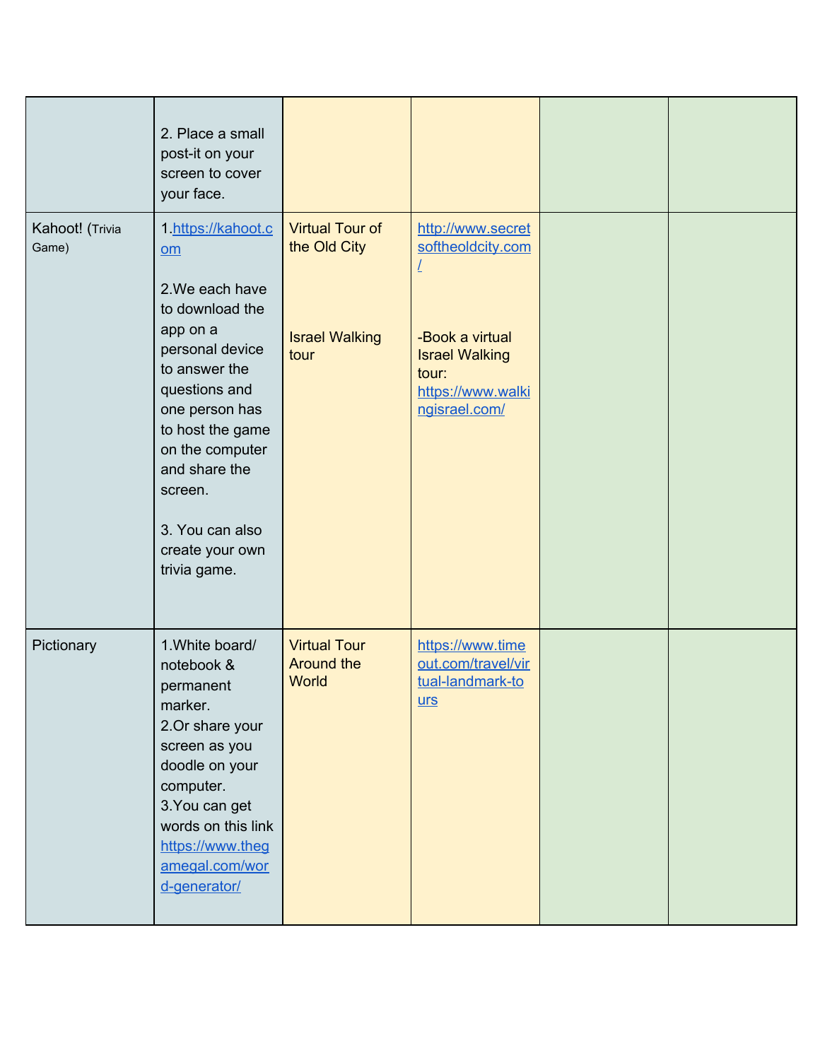|  |  |  |  |  |  |
|---|---|---|---|---|---|
|  | 2. Place a small post-it on your screen to cover your face. |  |  |  |  |
| Kahoot! (Trivia Game) | 1.https://kahoot.com<br><br>2.We each have to download the app on a personal device to answer the questions and one person has to host the game on the computer and share the screen.<br><br>3. You can also create your own trivia game. | Virtual Tour of the Old City<br><br>Israel Walking tour | http://www.secretsoftheoldcity.com/<br><br>-Book a virtual Israel Walking tour: https://www.walkingisrael.com/ |  |  |
| Pictionary | 1.White board/ notebook & permanent marker.<br>2.Or share your screen as you doodle on your computer.<br>3.You can get words on this link https://www.thegamegal.com/word-generator/ | Virtual Tour Around the World | https://www.timeout.com/travel/virtual-landmark-tours |  |  |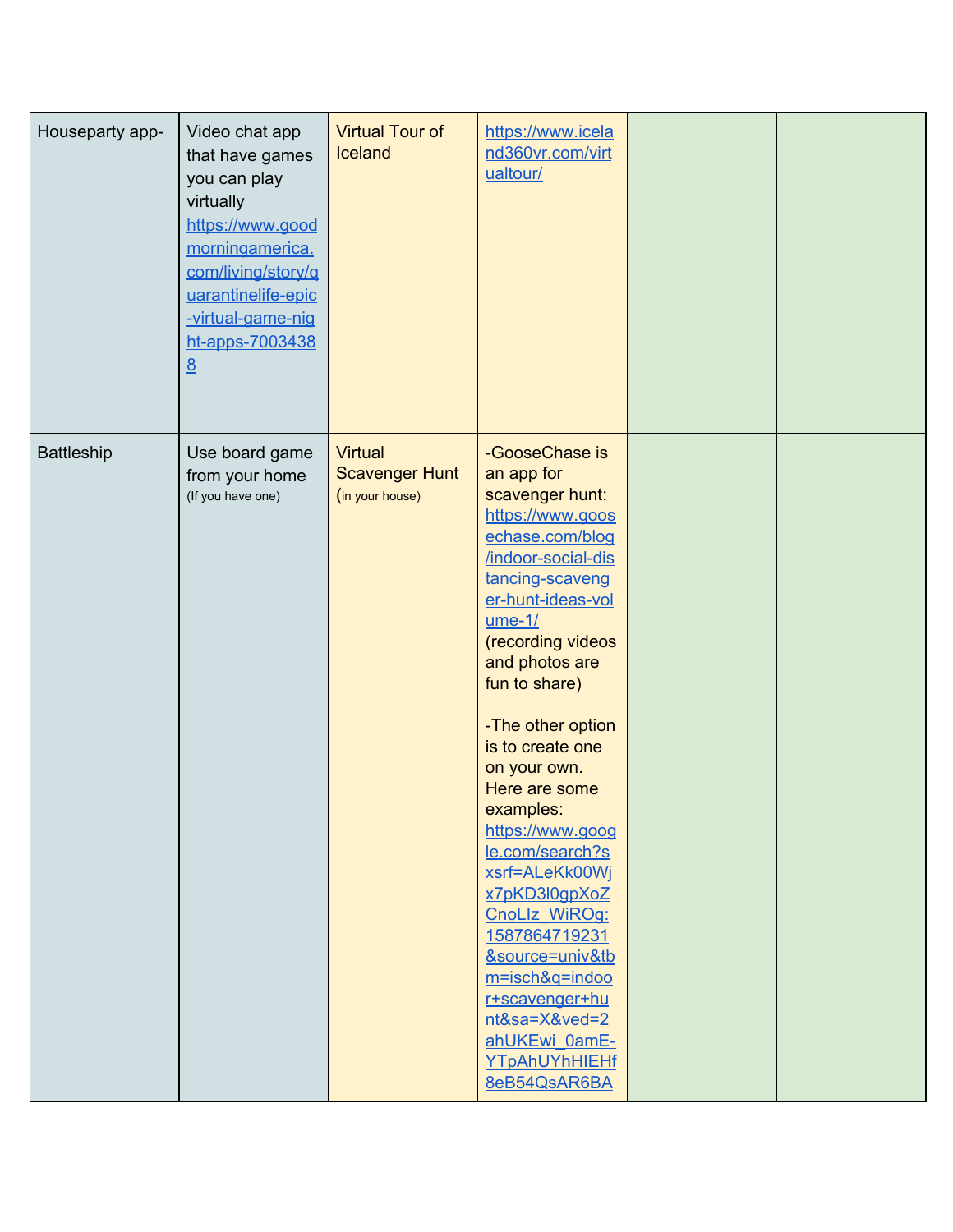| Houseparty app- | Video chat app that have games you can play virtually https://www.goodmorningamerica.com/living/story/quarantinelife-epic-virtual-game-night-apps-70034388 | Virtual Tour of Iceland | https://www.iceland360vr.com/virtualtour/ | | |
|---|---|---|---|---|---|
| Battleship | Use board game from your home (If you have one) | Virtual Scavenger Hunt (in your house) | -GooseChase is an app for scavenger hunt: https://www.goosechase.com/blog/indoor-social-distancing-scavenger-hunt-ideas-volume-1/ (recording videos and photos are fun to share)<br><br>-The other option is to create one on your own. Here are some examples: https://www.google.com/search?sxsrf=ALeKk00Wjx7pKD3l0gpXoZCnoLIz_WiROg:1587864719231&source=univ&tbm=isch&q=indoor+scavenger+hunt&sa=X&ved=2ahUKEwi_0amE-YTpAhUYhHIEHf8eB54QsAR6BA | | |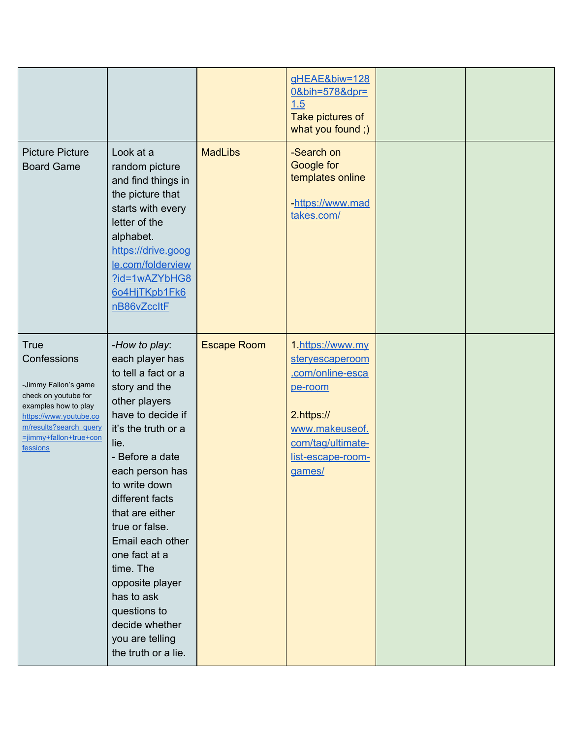| | | | | | |
|---|---|---|---|---|---|
| | | | gHEAE&biw=1280&bih=578&dpr=1.5<br>Take pictures of what you found ;) | | |
| Picture Picture Board Game | Look at a random picture and find things in the picture that starts with every letter of the alphabet. https://drive.google.com/folderview?id=1wAZYbHG86o4HjTKpb1Fk6nB86vZccltF | MadLibs | -Search on Google for templates online<br><br>-https://www.madtakes.com/ | | |
| True Confessions<br><br>-Jimmy Fallon's game check on youtube for examples how to play https://www.youtube.com/results?search_query=jimmy+fallon+true+confessions | -*How to play*: each player has to tell a fact or a story and the other players have to decide if it's the truth or a lie.<br>- Before a date each person has to write down different facts that are either true or false. Email each other one fact at a time. The opposite player has to ask questions to decide whether you are telling the truth or a lie. | Escape Room | 1.https://www.mysteryescaperoom.com/online-escape-room<br><br>2.https://www.makeuseof.com/tag/ultimate-list-escape-room-games/ | | |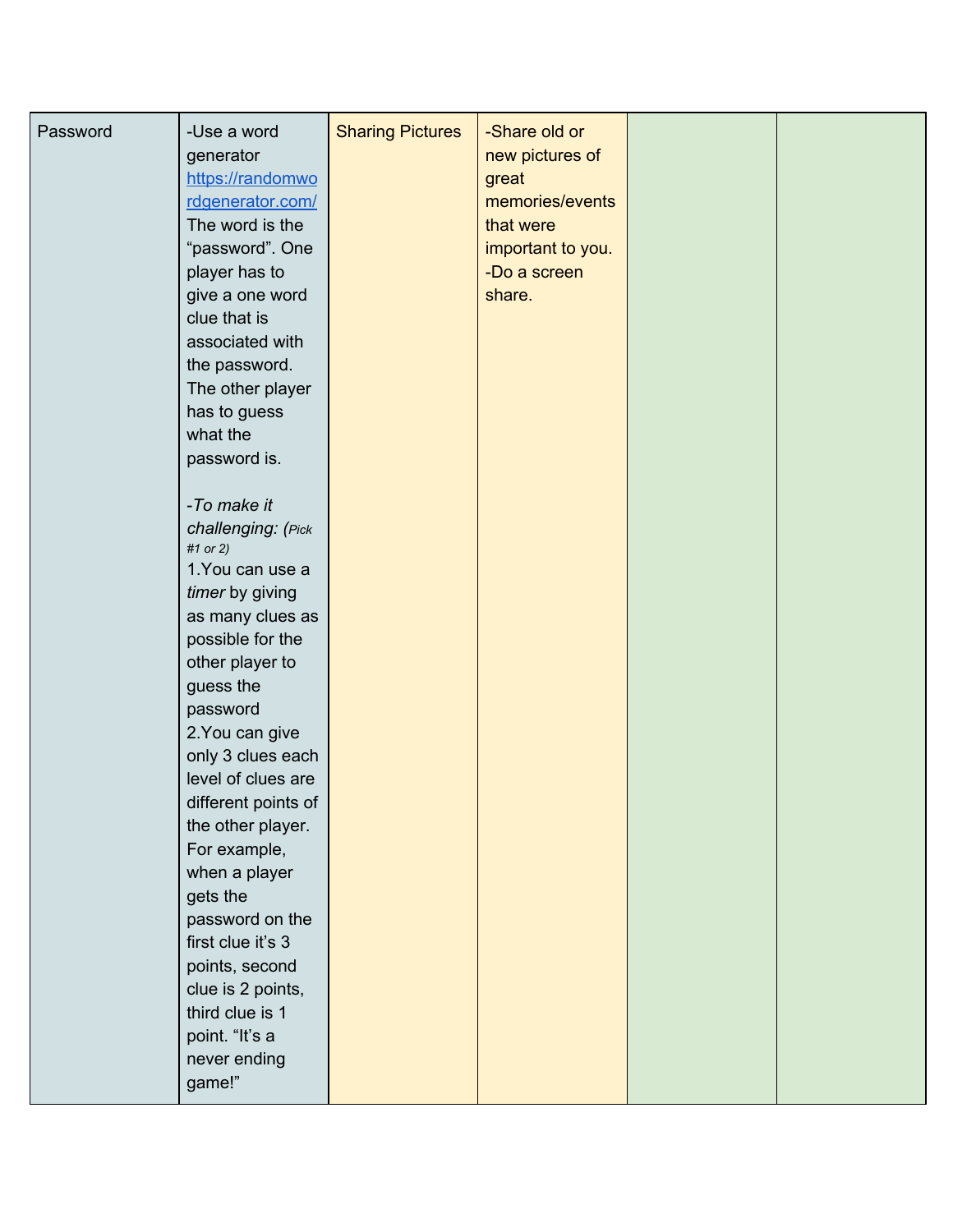| Password | -Use a word generator https://randomwordgenerator.com/ The word is the "password". One player has to give a one word clue that is associated with the password. The other player has to guess what the password is.<br><br>*-To make it challenging:* (*Pick #1 or 2*)<br>1.You can use a *timer* by giving as many clues as possible for the other player to guess the password<br>2.You can give only 3 clues each level of clues are different points of the other player. For example, when a player gets the password on the first clue it's 3 points, second clue is 2 points, third clue is 1 point. "It's a never ending game!" | Sharing Pictures | -Share old or new pictures of great memories/events that were important to you.<br>-Do a screen share. | | |
|---|---|---|---|---|---|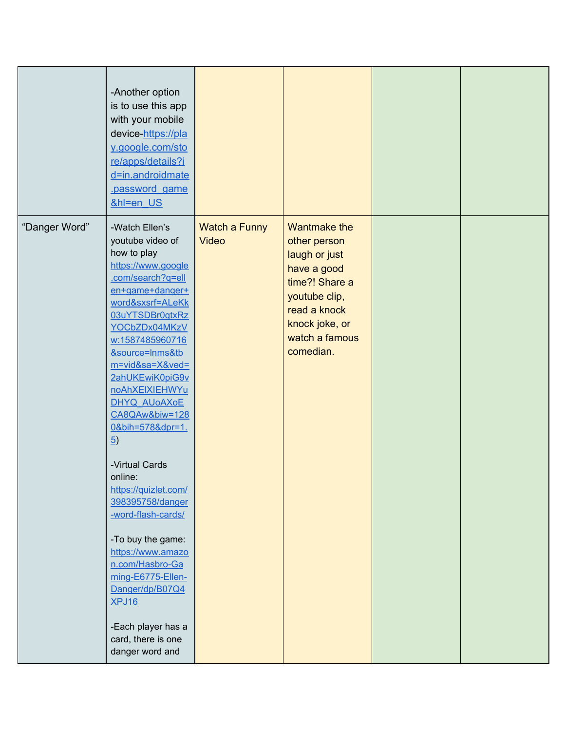| | | | | | |
|---|---|---|---|---|---|
| | -Another option is to use this app with your mobile device-https://play.google.com/store/apps/details?id=in.androidmate.password_game&hl=en_US | | | | |
| "Danger Word" | -Watch Ellen's youtube video of how to play https://www.google.com/search?q=ellen+game+danger+word&sxsrf=ALeKk03uYTSDBr0qtxRzYOCbZDx04MKzVw:1587485960716&source=lnms&tbm=vid&sa=X&ved=2ahUKEwiK0piG9vnoAhXElXIEHWYuDHYQ_AUoAXoECA8QAw&biw=1280&bih=578&dpr=1.5)<br><br>-Virtual Cards online: https://quizlet.com/398395758/danger-word-flash-cards/<br><br>-To buy the game: https://www.amazon.com/Hasbro-Gaming-E6775-Ellen-Danger/dp/B07Q4XPJ16<br><br>-Each player has a card, there is one danger word and | Watch a Funny Video | Wantmake the other person laugh or just have a good time?! Share a youtube clip, read a knock knock joke, or watch a famous comedian. | | |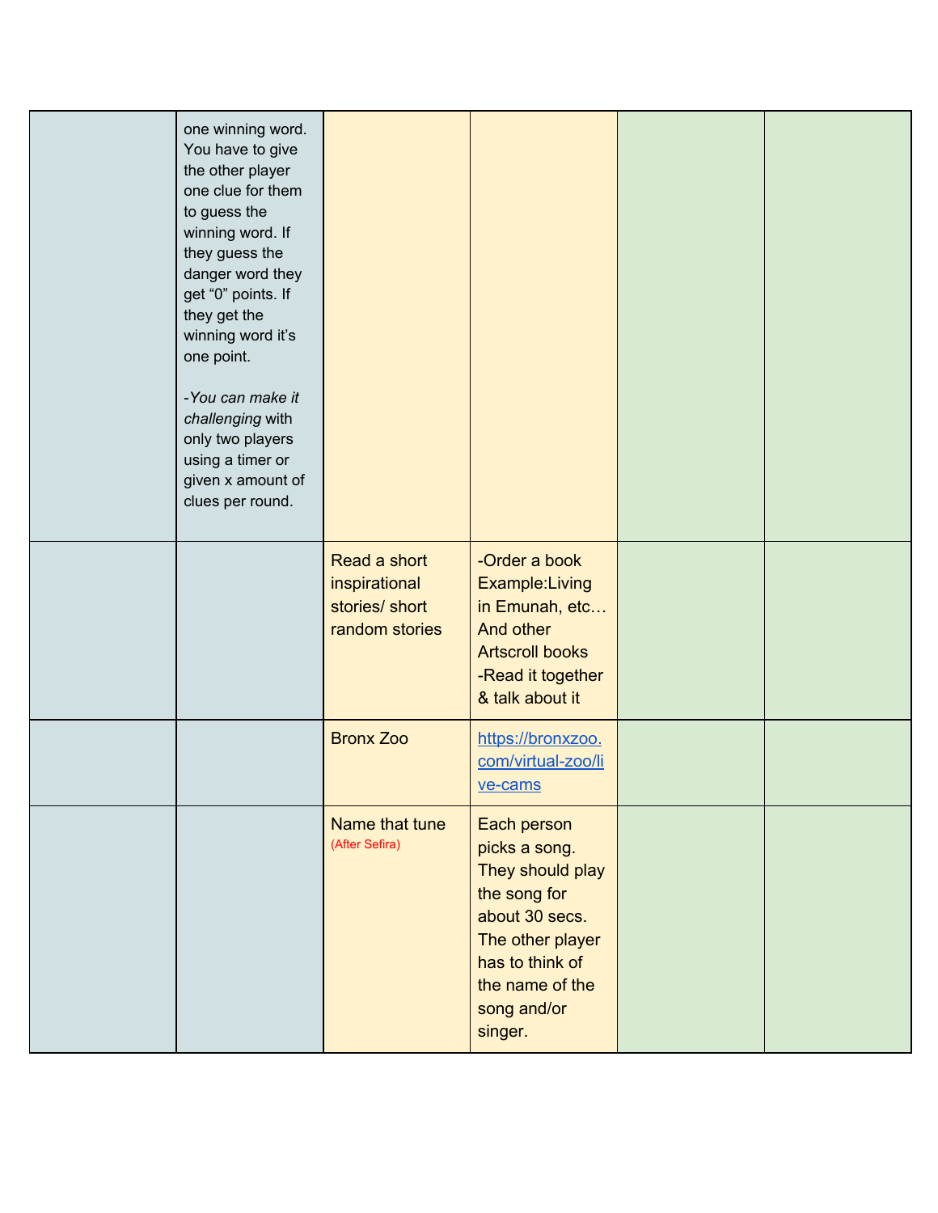| | | | | | |
|---|---|---|---|---|---|
| | one winning word. You have to give the other player one clue for them to guess the winning word. If they guess the danger word they get “0” points. If they get the winning word it’s one point.<br><br>-*You can make it challenging* with only two players using a timer or given x amount of clues per round. | | | | |
| | | Read a short inspirational stories/ short random stories | -Order a book Example:Living in Emunah, etc… And other Artscroll books<br>-Read it together & talk about it | | |
| | | Bronx Zoo | [https://bronxzoo.com/virtual-zoo/live-cams](https://bronxzoo.com/virtual-zoo/live-cams) | | |
| | | Name that tune (After Sefira) | Each person picks a song. They should play the song for about 30 secs. The other player has to think of the name of the song and/or singer. | | |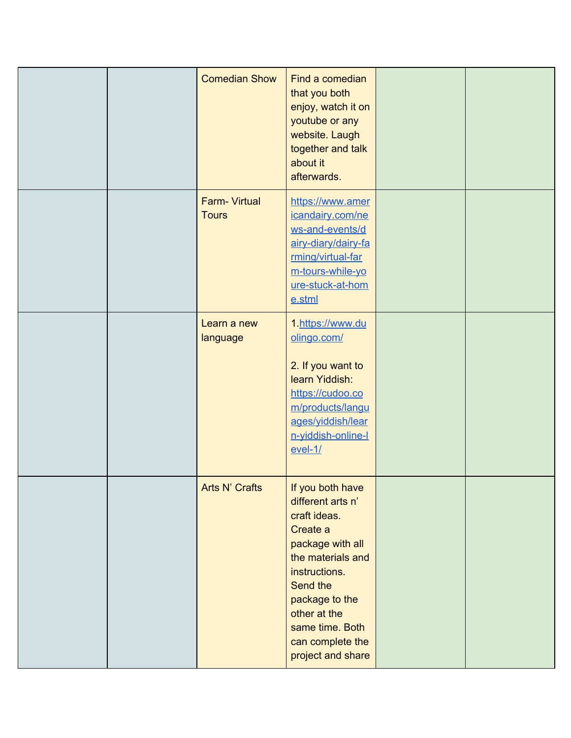| | | | | | |
|---|---|---|---|---|---|
| | | Comedian Show | Find a comedian that you both enjoy, watch it on youtube or any website. Laugh together and talk about it afterwards. | | |
| | | Farm- Virtual Tours | https://www.americandairy.com/news-and-events/dairy-diary/dairy-farming/virtual-farm-tours-while-youre-stuck-at-home.stml | | |
| | | Learn a new language | 1.https://www.duolingo.com/<br><br>2. If you want to learn Yiddish: https://cudoo.com/products/languages/yiddish/learn-yiddish-online-level-1/ | | |
| | | Arts N' Crafts | If you both have different arts n' craft ideas. Create a package with all the materials and instructions. Send the package to the other at the same time. Both can complete the project and share | | |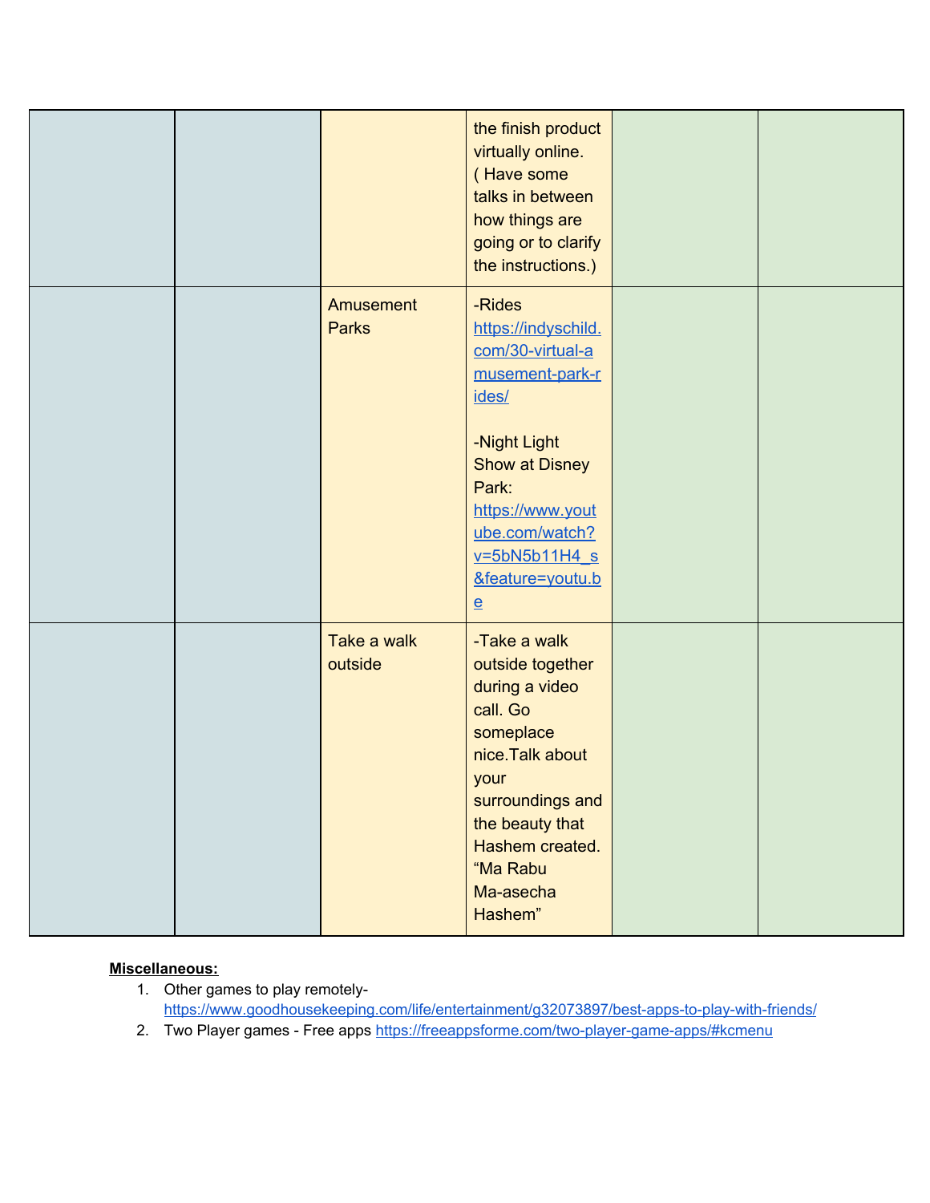| | | | | | |
|---|---|---|---|---|---|
| | | | the finish product virtually online. ( Have some talks in between how things are going or to clarify the instructions.) | | |
| | | Amusement Parks | -Rides [https://indyschild.com/30-virtual-amusement-park-rides/](https://indyschild.com/30-virtual-amusement-park-rides/)<br><br>-Night Light Show at Disney Park: [https://www.youtube.com/watch?v=5bN5b11H4_s&feature=youtu.be](https://www.youtube.com/watch?v=5bN5b11H4_s&feature=youtu.be) | | |
| | | Take a walk outside | -Take a walk outside together during a video call. Go someplace nice.Talk about your surroundings and the beauty that Hashem created. "Ma Rabu Ma-asecha Hashem" | | |

**Miscellaneous:**

1. Other games to play remotely- [https://www.goodhousekeeping.com/life/entertainment/g32073897/best-apps-to-play-with-friends/](https://www.goodhousekeeping.com/life/entertainment/g32073897/best-apps-to-play-with-friends/)
2. Two Player games - Free apps [https://freeappsforme.com/two-player-game-apps/#kcmenu](https://freeappsforme.com/two-player-game-apps/#kcmenu)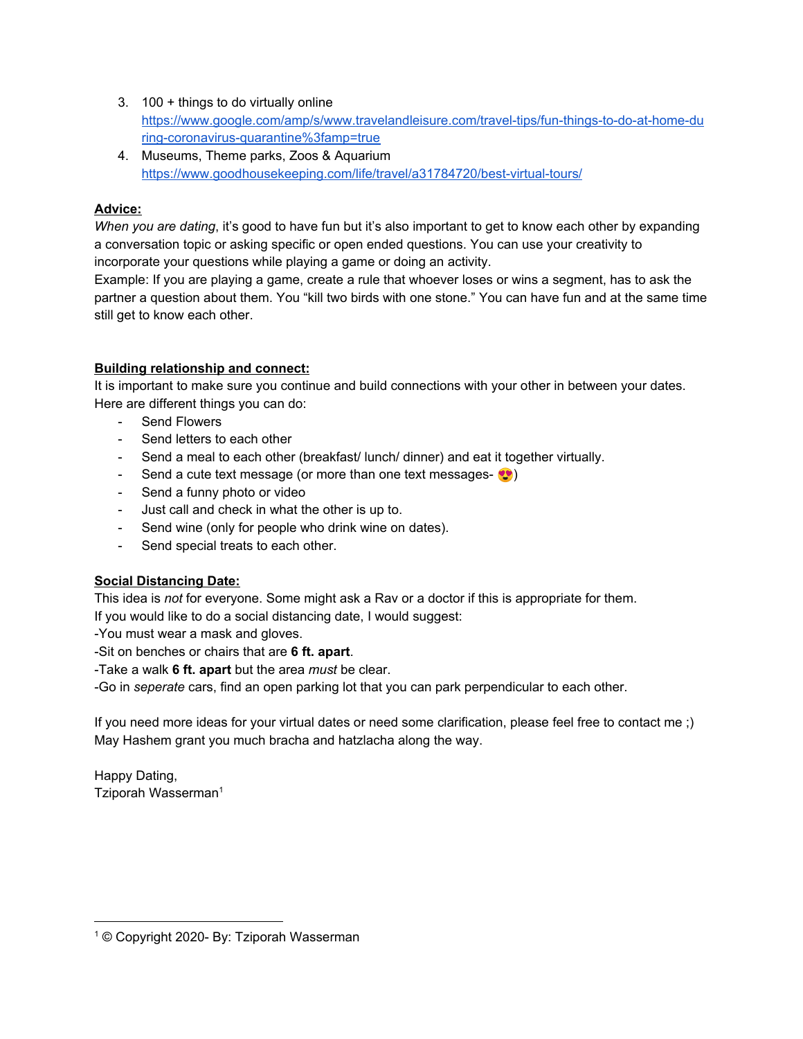3. 100 + things to do virtually online https://www.google.com/amp/s/www.travelandleisure.com/travel-tips/fun-things-to-do-at-home-during-coronavirus-quarantine%3famp=true
4. Museums, Theme parks, Zoos & Aquarium https://www.goodhousekeeping.com/life/travel/a31784720/best-virtual-tours/

**Advice:**

*When you are dating*, it's good to have fun but it's also important to get to know each other by expanding a conversation topic or asking specific or open ended questions. You can use your creativity to incorporate your questions while playing a game or doing an activity.

Example: If you are playing a game, create a rule that whoever loses or wins a segment, has to ask the partner a question about them. You "kill two birds with one stone." You can have fun and at the same time still get to know each other.

**Building relationship and connect:**

It is important to make sure you continue and build connections with your other in between your dates. Here are different things you can do:

- Send Flowers
- Send letters to each other
- Send a meal to each other (breakfast/ lunch/ dinner) and eat it together virtually.
- Send a cute text message (or more than one text messages- 😍)
- Send a funny photo or video
- Just call and check in what the other is up to.
- Send wine (only for people who drink wine on dates).
- Send special treats to each other.

**Social Distancing Date:**

This idea is *not* for everyone. Some might ask a Rav or a doctor if this is appropriate for them.
If you would like to do a social distancing date, I would suggest:

-You must wear a mask and gloves.
-Sit on benches or chairs that are **6 ft. apart**.
-Take a walk **6 ft. apart** but the area *must* be clear.
-Go in *seperate* cars, find an open parking lot that you can park perpendicular to each other.

If you need more ideas for your virtual dates or need some clarification, please feel free to contact me ;)
May Hashem grant you much bracha and hatzlacha along the way.

Happy Dating,
Tziporah Wasserman[1]

[1] © Copyright 2020- By: Tziporah Wasserman